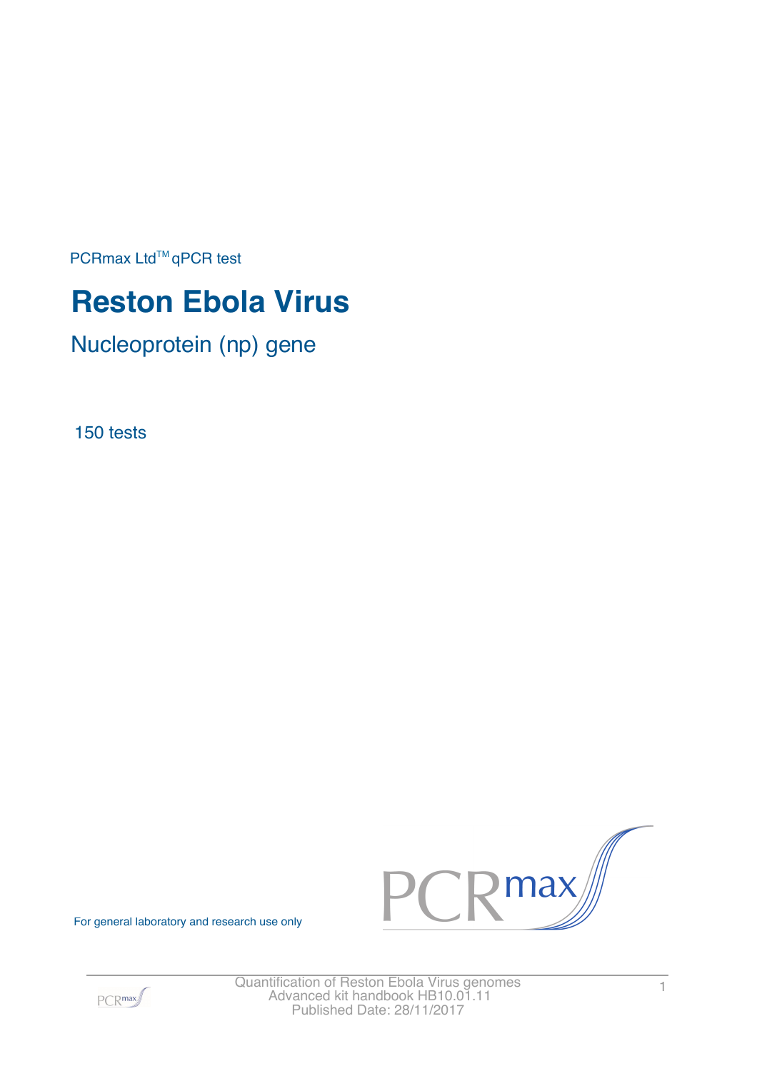PCRmax Ltd™ qPCR test

# Reston Ebola Virus

## Nucleoprotein (np) gene

150 tests

For general laboratory and research use only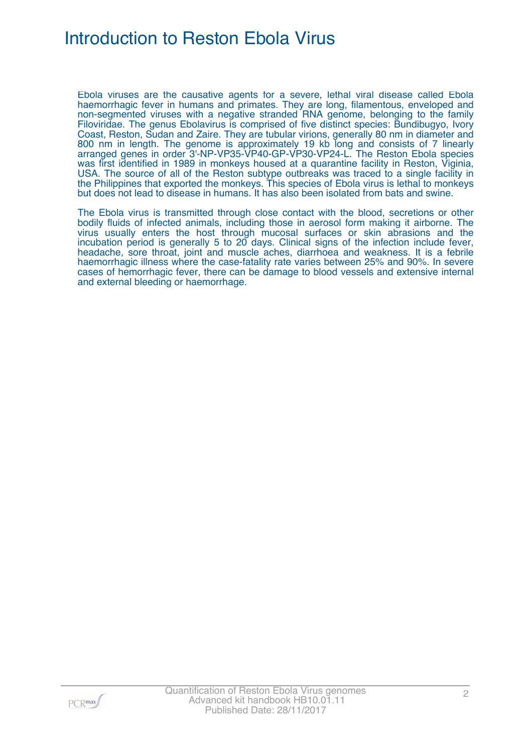# Introduction to Reston Ebola Virus

Ebola viruses are the causative agents for a severe, lethal viral disease called Ebola haemorrhagic fever in humans and primates. They are long, filamentous, enveloped and non-segmented viruses with a negative stranded RNA genome, belonging to the family Filoviridae. The genus Ebolavirus is comprised of five distinct species: Bundibugyo, Ivory Coast, Reston, Sudan and Zaire. They are tubular virions, generally 80 nm in diameter and 800 nm in length. The genome is approximately 19 kb long and consists of 7 linearly arranged genes in order 3'-NP-VP35-VP40-GP-VP30-VP24-L. The Reston Ebola species was first identified in 1989 in monkeys housed at a quarantine facility in Reston, Viginia, USA. The source of all of the Reston subtype outbreaks was traced to a single facility in the Philippines that exported the monkeys. This species of Ebola virus is lethal to monkeys but does not lead to disease in humans. It has also been isolated from bats and swine.

The Ebola virus is transmitted through close contact with the blood, secretions or other bodily fluids of infected animals, including those in aerosol form making it airborne. The virus usually enters the host through mucosal surfaces or skin abrasions and the incubation period is generally 5 to 20 days. Clinical signs of the infection include fever, headache, sore throat, joint and muscle aches, diarrhoea and weakness. It is a febrile haemorrhagic illness where the case-fatality rate varies between 25% and 90%. In severe cases of hemorrhagic fever, there can be damage to blood vessels and extensive internal and external bleeding or haemorrhage.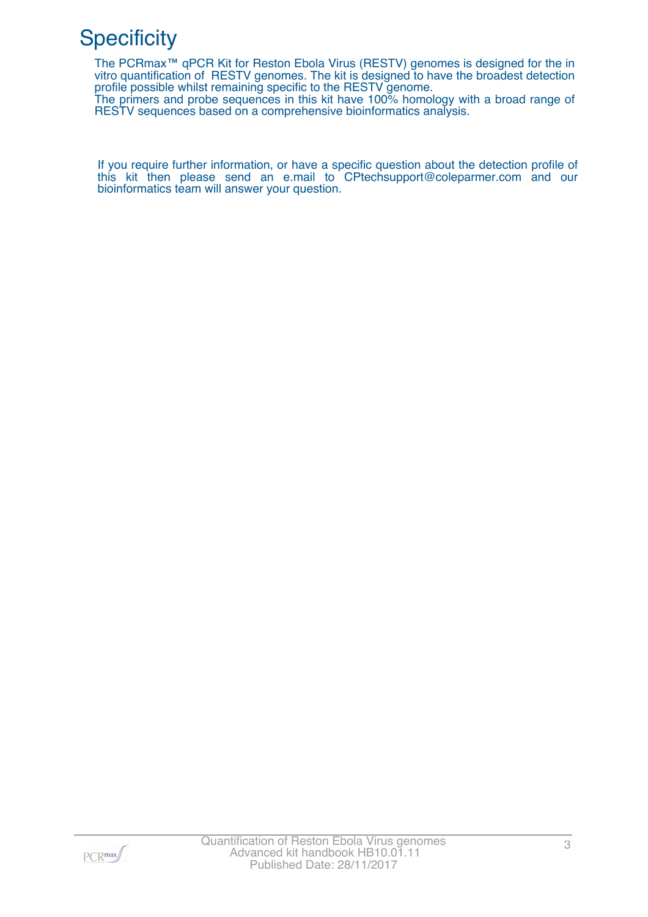# Specificity

The PCRmax™ qPCR Kit for Reston Ebola Virus (RESTV) genomes is designed for the in vitro quantification of RESTV genomes. The kit is designed to have the broadest detection profile possible whilst remaining specific to the RESTV genome.
The primers and probe sequences in this kit have 100% homology with a broad range of RESTV sequences based on a comprehensive bioinformatics analysis.

If you require further information, or have a specific question about the detection profile of this kit then please send an e.mail to CPtechsupport@coleparmer.com and our bioinformatics team will answer your question.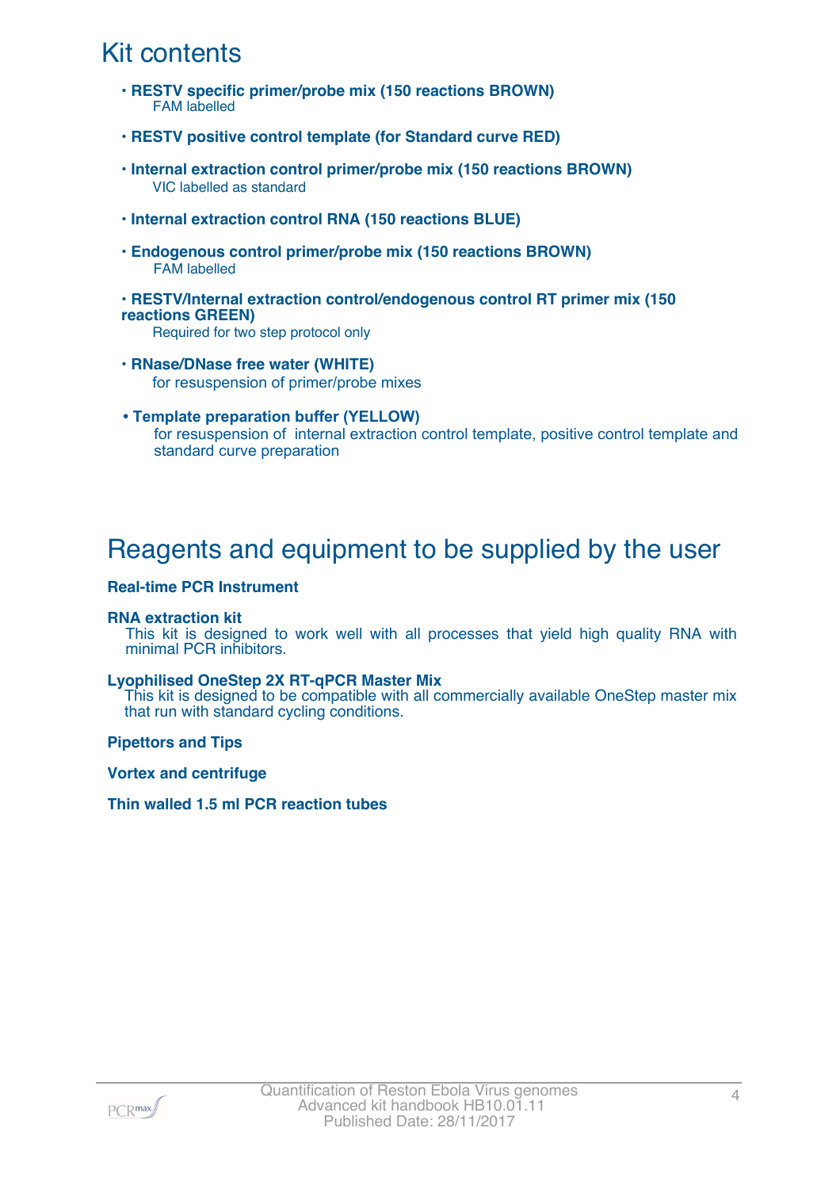# Kit contents

- **RESTV specific primer/probe mix (150 reactions BROWN)**
  FAM labelled
- **RESTV positive control template (for Standard curve RED)**
- **Internal extraction control primer/probe mix (150 reactions BROWN)**
  VIC labelled as standard
- **Internal extraction control RNA (150 reactions BLUE)**
- **Endogenous control primer/probe mix (150 reactions BROWN)**
  FAM labelled
- **RESTV/Internal extraction control/endogenous control RT primer mix (150 reactions GREEN)**
  Required for two step protocol only
- **RNase/DNase free water (WHITE)**
  for resuspension of primer/probe mixes
- **Template preparation buffer (YELLOW)**
  for resuspension of internal extraction control template, positive control template and standard curve preparation

# Reagents and equipment to be supplied by the user

**Real-time PCR Instrument**

**RNA extraction kit**
This kit is designed to work well with all processes that yield high quality RNA with minimal PCR inhibitors.

**Lyophilised OneStep 2X RT-qPCR Master Mix**
This kit is designed to be compatible with all commercially available OneStep master mix that run with standard cycling conditions.

**Pipettors and Tips**

**Vortex and centrifuge**

**Thin walled 1.5 ml PCR reaction tubes**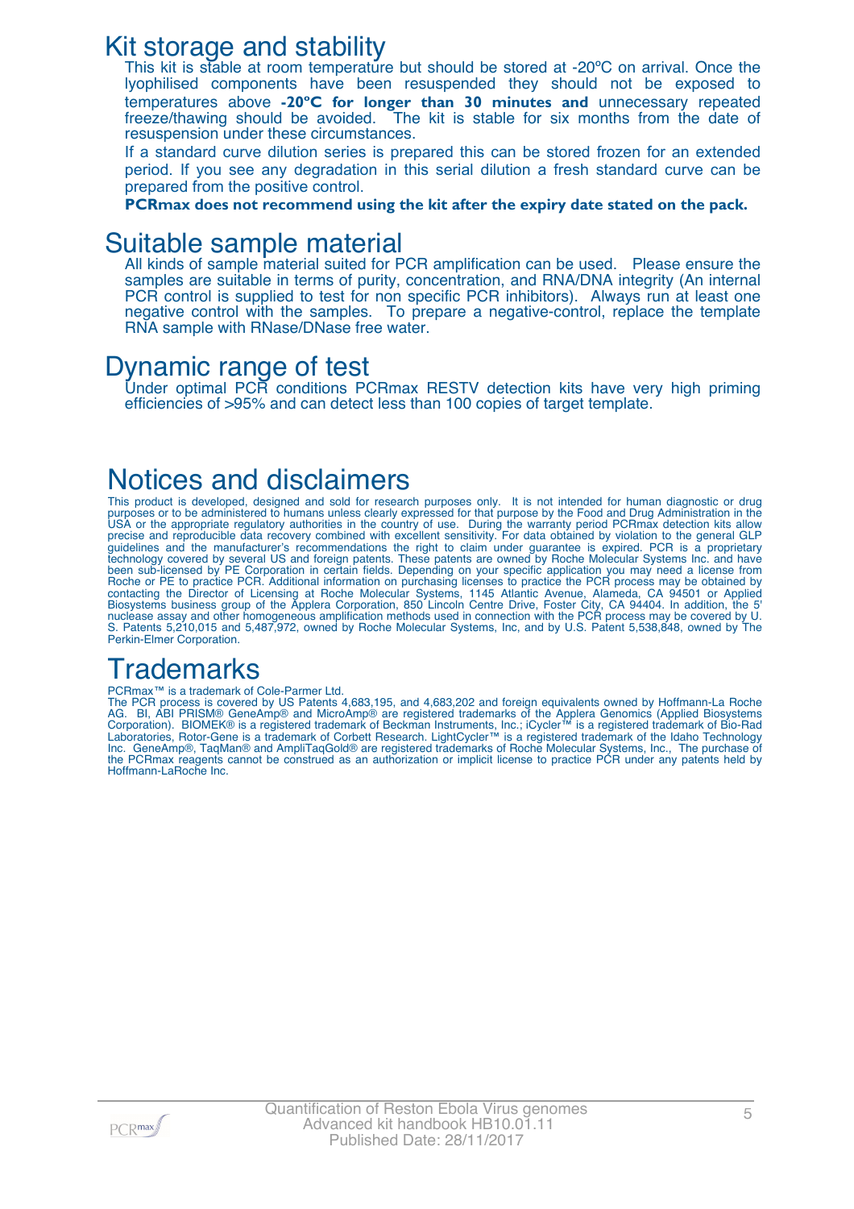# Kit storage and stability

This kit is stable at room temperature but should be stored at -20ºC on arrival. Once the lyophilised components have been resuspended they should not be exposed to temperatures above **-20°C for longer than 30 minutes and** unnecessary repeated freeze/thawing should be avoided. The kit is stable for six months from the date of resuspension under these circumstances.

If a standard curve dilution series is prepared this can be stored frozen for an extended period. If you see any degradation in this serial dilution a fresh standard curve can be prepared from the positive control.

**PCRmax does not recommend using the kit after the expiry date stated on the pack.**

# Suitable sample material

All kinds of sample material suited for PCR amplification can be used. Please ensure the samples are suitable in terms of purity, concentration, and RNA/DNA integrity (An internal PCR control is supplied to test for non specific PCR inhibitors). Always run at least one negative control with the samples. To prepare a negative-control, replace the template RNA sample with RNase/DNase free water.

# Dynamic range of test

Under optimal PCR conditions PCRmax RESTV detection kits have very high priming efficiencies of >95% and can detect less than 100 copies of target template.

# Notices and disclaimers

This product is developed, designed and sold for research purposes only. It is not intended for human diagnostic or drug purposes or to be administered to humans unless clearly expressed for that purpose by the Food and Drug Administration in the USA or the appropriate regulatory authorities in the country of use. During the warranty period PCRmax detection kits allow precise and reproducible data recovery combined with excellent sensitivity. For data obtained by violation to the general GLP guidelines and the manufacturer's recommendations the right to claim under guarantee is expired. PCR is a proprietary technology covered by several US and foreign patents. These patents are owned by Roche Molecular Systems Inc. and have been sub-licensed by PE Corporation in certain fields. Depending on your specific application you may need a license from Roche or PE to practice PCR. Additional information on purchasing licenses to practice the PCR process may be obtained by contacting the Director of Licensing at Roche Molecular Systems, 1145 Atlantic Avenue, Alameda, CA 94501 or Applied Biosystems business group of the Applera Corporation, 850 Lincoln Centre Drive, Foster City, CA 94404. In addition, the 5' nuclease assay and other homogeneous amplification methods used in connection with the PCR process may be covered by U. S. Patents 5,210,015 and 5,487,972, owned by Roche Molecular Systems, Inc, and by U.S. Patent 5,538,848, owned by The Perkin-Elmer Corporation.

# Trademarks

PCRmax™ is a trademark of Cole-Parmer Ltd.

The PCR process is covered by US Patents 4,683,195, and 4,683,202 and foreign equivalents owned by Hoffmann-La Roche AG. BI, ABI PRISM® GeneAmp® and MicroAmp® are registered trademarks of the Applera Genomics (Applied Biosystems Corporation). BIOMEK® is a registered trademark of Beckman Instruments, Inc.; iCycler™ is a registered trademark of Bio-Rad Laboratories, Rotor-Gene is a trademark of Corbett Research. LightCycler™ is a registered trademark of the Idaho Technology Inc. GeneAmp®, TaqMan® and AmpliTaqGold® are registered trademarks of Roche Molecular Systems, Inc., The purchase of the PCRmax reagents cannot be construed as an authorization or implicit license to practice PCR under any patents held by Hoffmann-LaRoche Inc.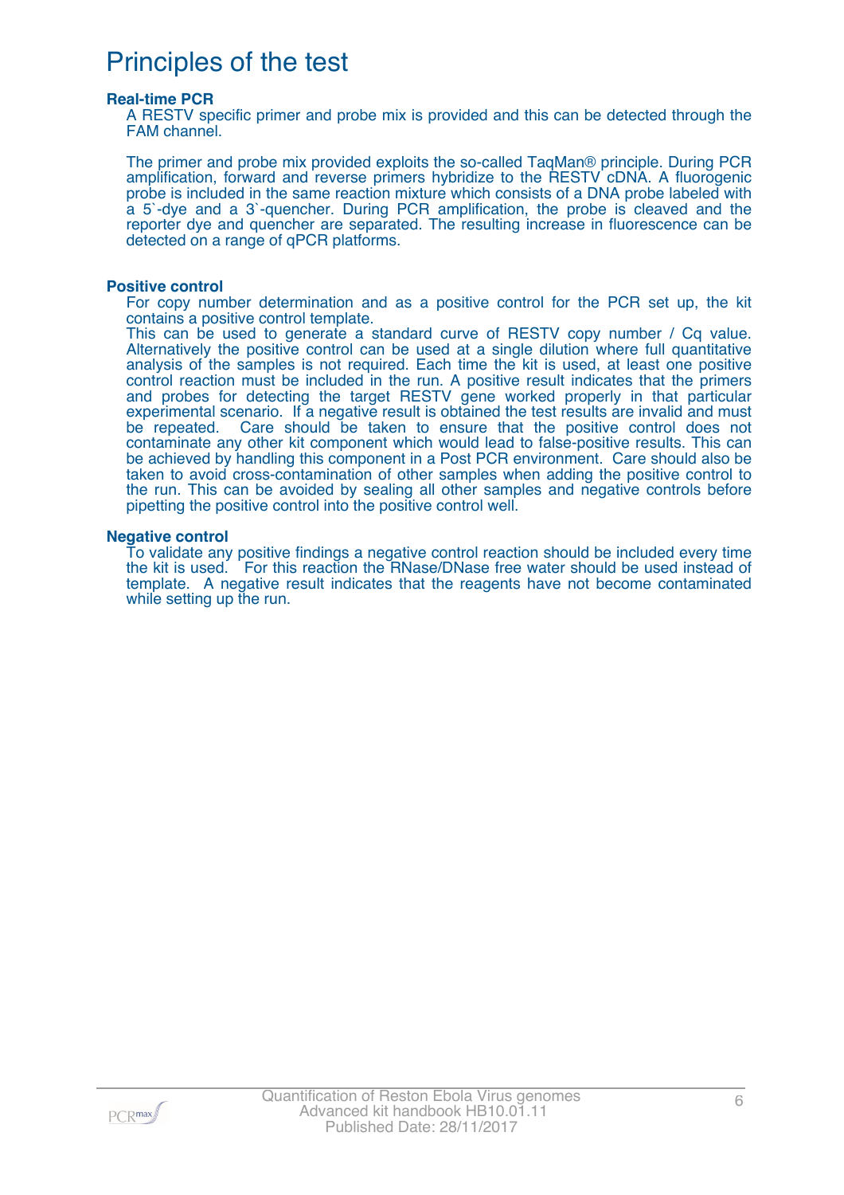# Principles of the test

### Real-time PCR

A RESTV specific primer and probe mix is provided and this can be detected through the FAM channel.

The primer and probe mix provided exploits the so-called TaqMan® principle. During PCR amplification, forward and reverse primers hybridize to the RESTV cDNA. A fluorogenic probe is included in the same reaction mixture which consists of a DNA probe labeled with a 5`-dye and a 3`-quencher. During PCR amplification, the probe is cleaved and the reporter dye and quencher are separated. The resulting increase in fluorescence can be detected on a range of qPCR platforms.

### Positive control

For copy number determination and as a positive control for the PCR set up, the kit contains a positive control template.
This can be used to generate a standard curve of RESTV copy number / Cq value. Alternatively the positive control can be used at a single dilution where full quantitative analysis of the samples is not required. Each time the kit is used, at least one positive control reaction must be included in the run. A positive result indicates that the primers and probes for detecting the target RESTV gene worked properly in that particular experimental scenario. If a negative result is obtained the test results are invalid and must be repeated. Care should be taken to ensure that the positive control does not contaminate any other kit component which would lead to false-positive results. This can be achieved by handling this component in a Post PCR environment. Care should also be taken to avoid cross-contamination of other samples when adding the positive control to the run. This can be avoided by sealing all other samples and negative controls before pipetting the positive control into the positive control well.

### Negative control

To validate any positive findings a negative control reaction should be included every time the kit is used. For this reaction the RNase/DNase free water should be used instead of template. A negative result indicates that the reagents have not become contaminated while setting up the run.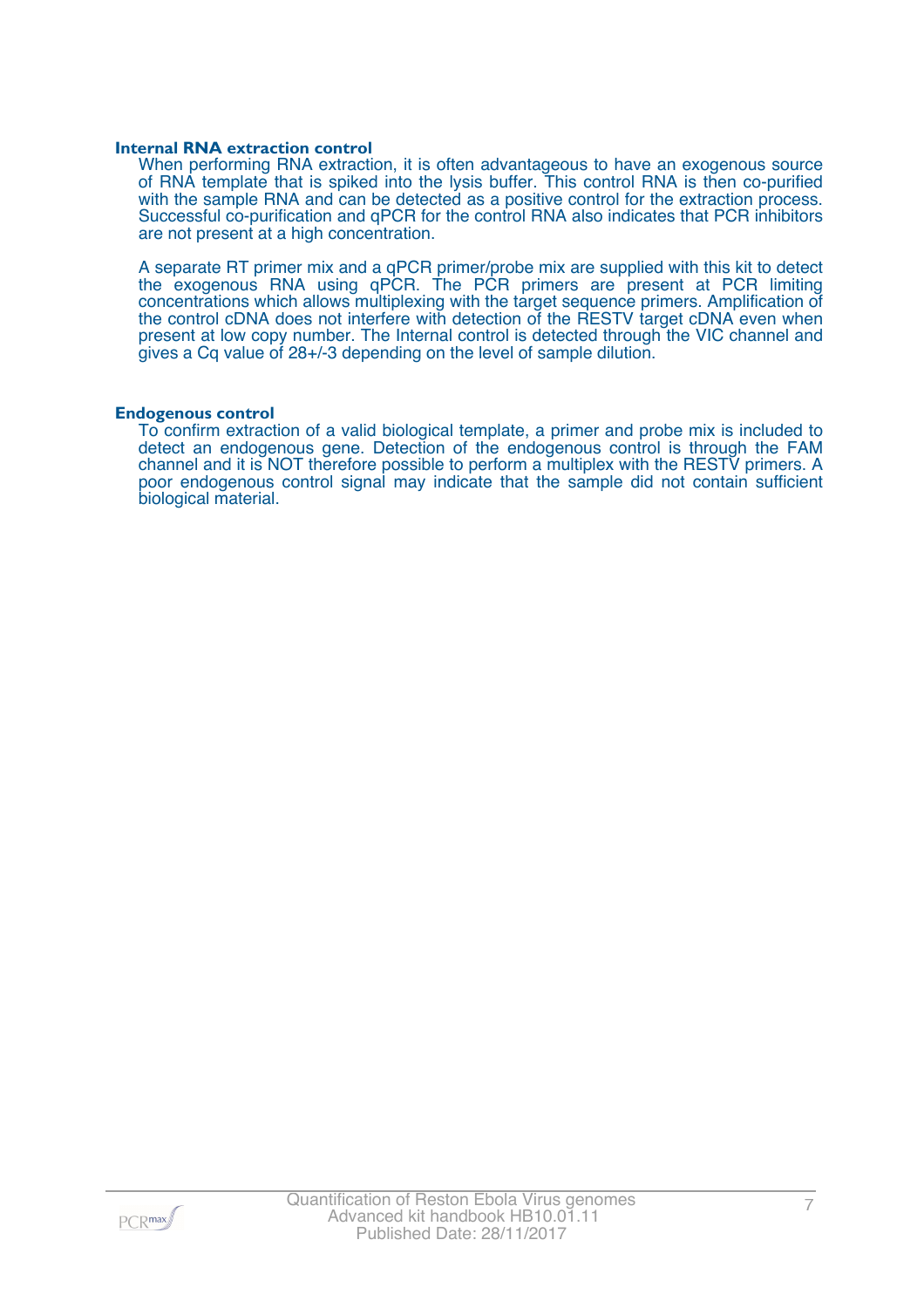### Internal RNA extraction control

When performing RNA extraction, it is often advantageous to have an exogenous source of RNA template that is spiked into the lysis buffer. This control RNA is then co-purified with the sample RNA and can be detected as a positive control for the extraction process. Successful co-purification and qPCR for the control RNA also indicates that PCR inhibitors are not present at a high concentration.

A separate RT primer mix and a qPCR primer/probe mix are supplied with this kit to detect the exogenous RNA using qPCR. The PCR primers are present at PCR limiting concentrations which allows multiplexing with the target sequence primers. Amplification of the control cDNA does not interfere with detection of the RESTV target cDNA even when present at low copy number. The Internal control is detected through the VIC channel and gives a Cq value of 28+/-3 depending on the level of sample dilution.

### Endogenous control

To confirm extraction of a valid biological template, a primer and probe mix is included to detect an endogenous gene. Detection of the endogenous control is through the FAM channel and it is NOT therefore possible to perform a multiplex with the RESTV primers. A poor endogenous control signal may indicate that the sample did not contain sufficient biological material.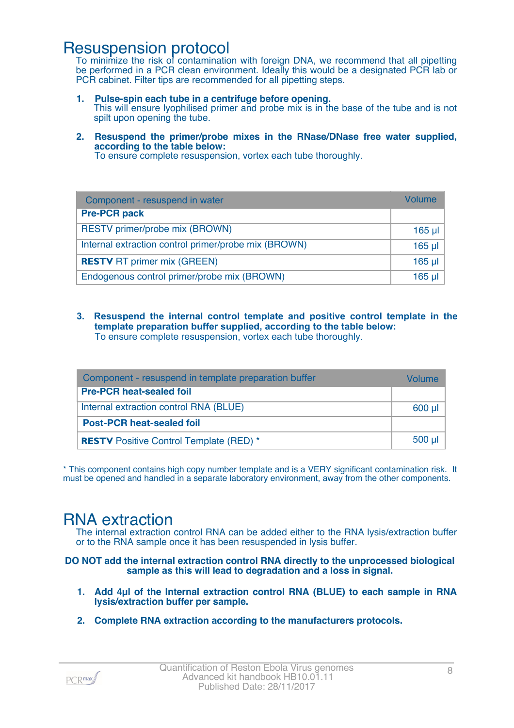# Resuspension protocol

To minimize the risk of contamination with foreign DNA, we recommend that all pipetting be performed in a PCR clean environment. Ideally this would be a designated PCR lab or PCR cabinet. Filter tips are recommended for all pipetting steps.

1. **Pulse-spin each tube in a centrifuge before opening.**
   This will ensure lyophilised primer and probe mix is in the base of the tube and is not spilt upon opening the tube.

2. **Resuspend the primer/probe mixes in the RNase/DNase free water supplied, according to the table below:**
   To ensure complete resuspension, vortex each tube thoroughly.

| Component - resuspend in water | Volume |
|---|---|
| **Pre-PCR pack** | |
| RESTV primer/probe mix (BROWN) | 165 µl |
| Internal extraction control primer/probe mix (BROWN) | 165 µl |
| **RESTV** RT primer mix (GREEN) | 165 µl |
| Endogenous control primer/probe mix (BROWN) | 165 µl |

3. **Resuspend the internal control template and positive control template in the template preparation buffer supplied, according to the table below:**
   To ensure complete resuspension, vortex each tube thoroughly.

| Component - resuspend in template preparation buffer | Volume |
|---|---|
| **Pre-PCR heat-sealed foil** | |
| Internal extraction control RNA (BLUE) | 600 µl |
| **Post-PCR heat-sealed foil** | |
| **RESTV** Positive Control Template (RED) * | 500 µl |

\* This component contains high copy number template and is a VERY significant contamination risk. It must be opened and handled in a separate laboratory environment, away from the other components.

# RNA extraction

The internal extraction control RNA can be added either to the RNA lysis/extraction buffer or to the RNA sample once it has been resuspended in lysis buffer.

**DO NOT add the internal extraction control RNA directly to the unprocessed biological sample as this will lead to degradation and a loss in signal.**

1. **Add 4µl of the Internal extraction control RNA (BLUE) to each sample in RNA lysis/extraction buffer per sample.**

2. **Complete RNA extraction according to the manufacturers protocols.**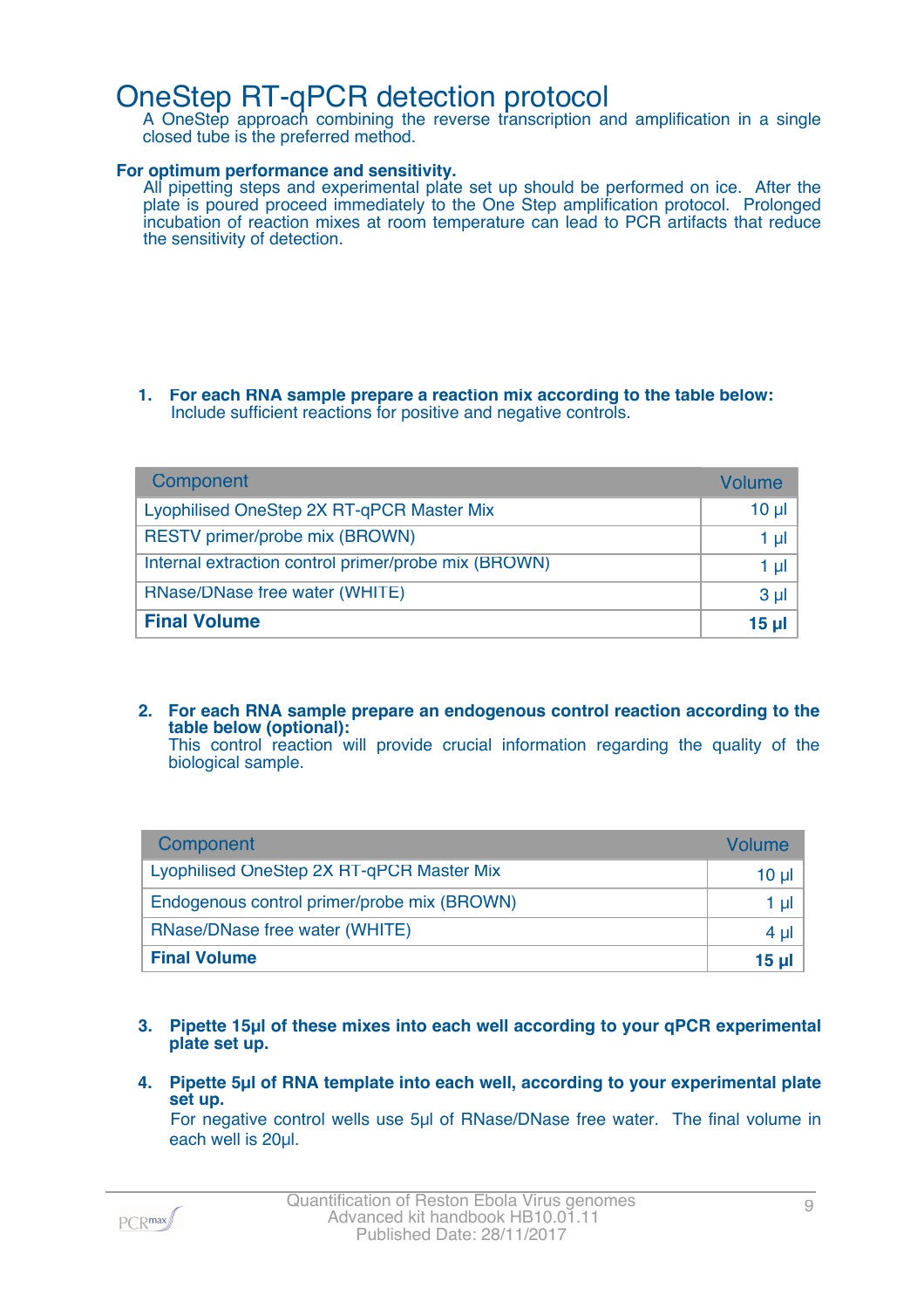# OneStep RT-qPCR detection protocol

A OneStep approach combining the reverse transcription and amplification in a single closed tube is the preferred method.

**For optimum performance and sensitivity.**

All pipetting steps and experimental plate set up should be performed on ice. After the plate is poured proceed immediately to the One Step amplification protocol. Prolonged incubation of reaction mixes at room temperature can lead to PCR artifacts that reduce the sensitivity of detection.

1. **For each RNA sample prepare a reaction mix according to the table below:**
   Include sufficient reactions for positive and negative controls.

| Component | Volume |
|---|---|
| Lyophilised OneStep 2X RT-qPCR Master Mix | 10 µl |
| RESTV primer/probe mix (BROWN) | 1 µl |
| Internal extraction control primer/probe mix (BROWN) | 1 µl |
| RNase/DNase free water (WHITE) | 3 µl |
| **Final Volume** | **15 µl** |

2. **For each RNA sample prepare an endogenous control reaction according to the table below (optional):**
   This control reaction will provide crucial information regarding the quality of the biological sample.

| Component | Volume |
|---|---|
| Lyophilised OneStep 2X RT-qPCR Master Mix | 10 µl |
| Endogenous control primer/probe mix (BROWN) | 1 µl |
| RNase/DNase free water (WHITE) | 4 µl |
| **Final Volume** | **15 µl** |

3. **Pipette 15µl of these mixes into each well according to your qPCR experimental plate set up.**

4. **Pipette 5µl of RNA template into each well, according to your experimental plate set up.**
   For negative control wells use 5µl of RNase/DNase free water. The final volume in each well is 20µl.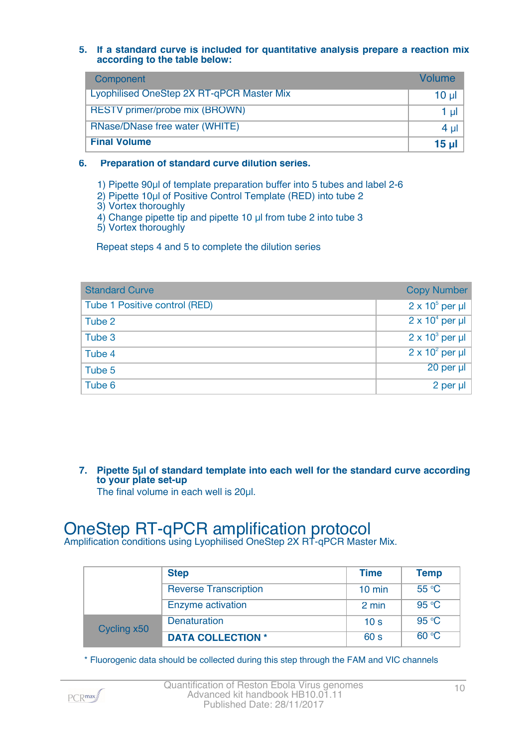5. **If a standard curve is included for quantitative analysis prepare a reaction mix according to the table below:**

| Component | Volume |
|---|---|
| Lyophilised OneStep 2X RT-qPCR Master Mix | 10 µl |
| RESTV primer/probe mix (BROWN) | 1 µl |
| RNase/DNase free water (WHITE) | 4 µl |
| **Final Volume** | **15 µl** |

6. **Preparation of standard curve dilution series.**

1) Pipette 90µl of template preparation buffer into 5 tubes and label 2-6
2) Pipette 10µl of Positive Control Template (RED) into tube 2
3) Vortex thoroughly
4) Change pipette tip and pipette 10 µl from tube 2 into tube 3
5) Vortex thoroughly

Repeat steps 4 and 5 to complete the dilution series

| Standard Curve | Copy Number |
|---|---|
| Tube 1 Positive control (RED) | $2 \times 10^5$ per µl |
| Tube 2 | $2 \times 10^4$ per µl |
| Tube 3 | $2 \times 10^3$ per µl |
| Tube 4 | $2 \times 10^2$ per µl |
| Tube 5 | 20 per µl |
| Tube 6 | 2 per µl |

7. **Pipette 5µl of standard template into each well for the standard curve according to your plate set-up**
The final volume in each well is 20µl.

# OneStep RT-qPCR amplification protocol

Amplification conditions using Lyophilised OneStep 2X RT-qPCR Master Mix.

| | Step | Time | Temp |
|---|---|---|---|
| | Reverse Transcription | 10 min | 55 °C |
| | Enzyme activation | 2 min | 95 °C |
| Cycling x50 | Denaturation | 10 s | 95 °C |
| | **DATA COLLECTION *** | 60 s | 60 °C |

\* Fluorogenic data should be collected during this step through the FAM and VIC channels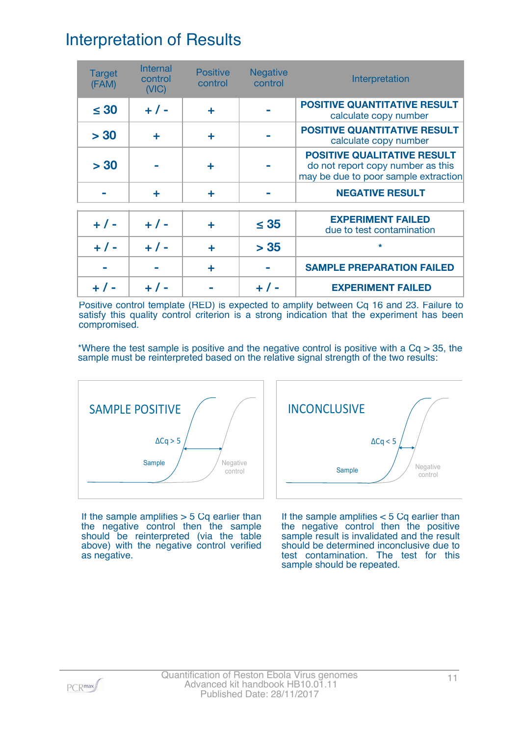# Interpretation of Results

| Target (FAM) | Internal control (VIC) | Positive control | Negative control | Interpretation |
|---|---|---|---|---|
| ≤ 30 | + / - | + | - | **POSITIVE QUANTITATIVE RESULT** calculate copy number |
| > 30 | + | + | - | **POSITIVE QUANTITATIVE RESULT** calculate copy number |
| > 30 | - | + | - | **POSITIVE QUALITATIVE RESULT** do not report copy number as this may be due to poor sample extraction |
| - | + | + | - | **NEGATIVE RESULT** |
| + / - | + / - | + | ≤ 35 | **EXPERIMENT FAILED** due to test contamination |
| + / - | + / - | + | > 35 | * |
| - | - | + | - | **SAMPLE PREPARATION FAILED** |
| + / - | + / - | - | + / - | **EXPERIMENT FAILED** |

Positive control template (RED) is expected to amplify between Cq 16 and 23. Failure to satisfy this quality control criterion is a strong indication that the experiment has been compromised.

*Where the test sample is positive and the negative control is positive with a Cq > 35, the sample must be reinterpreted based on the relative signal strength of the two results:

SAMPLE POSITIVE

$\Delta$Cq > 5

Sample

Negative control

If the sample amplifies > 5 Cq earlier than the negative control then the sample should be reinterpreted (via the table above) with the negative control verified as negative.

INCONCLUSIVE

$\Delta$Cq < 5

Sample

Negative control

If the sample amplifies < 5 Cq earlier than the negative control then the positive sample result is invalidated and the result should be determined inconclusive due to test contamination. The test for this sample should be repeated.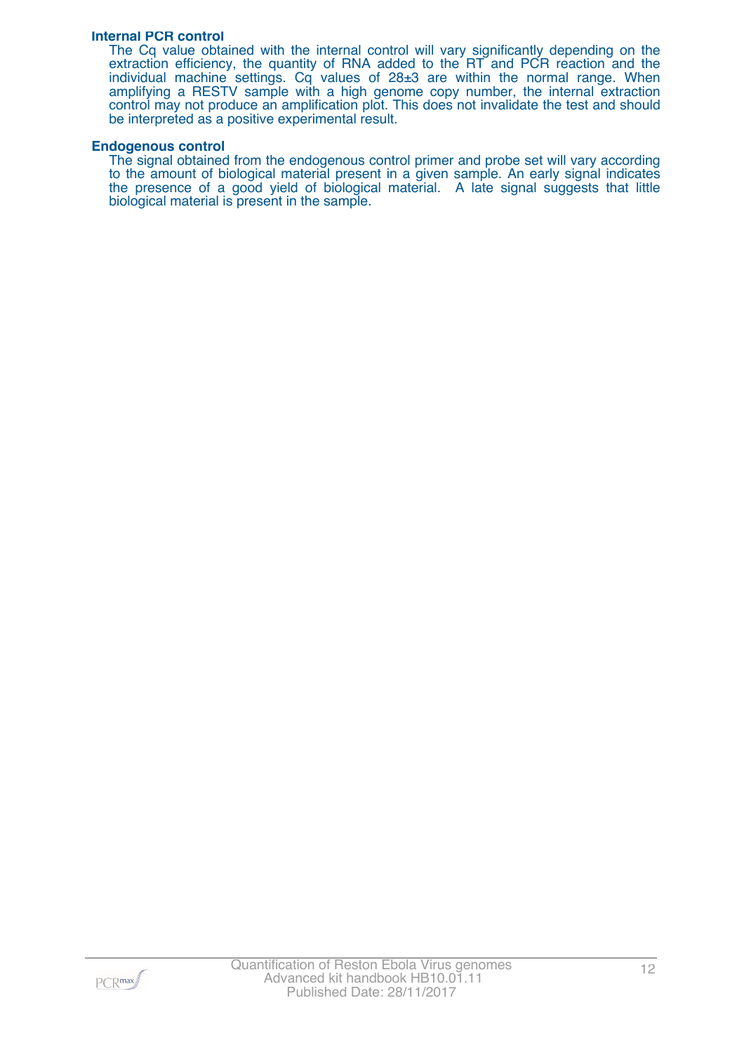### Internal PCR control

The Cq value obtained with the internal control will vary significantly depending on the extraction efficiency, the quantity of RNA added to the RT and PCR reaction and the individual machine settings. Cq values of 28±3 are within the normal range. When amplifying a RESTV sample with a high genome copy number, the internal extraction control may not produce an amplification plot. This does not invalidate the test and should be interpreted as a positive experimental result.

### Endogenous control

The signal obtained from the endogenous control primer and probe set will vary according to the amount of biological material present in a given sample. An early signal indicates the presence of a good yield of biological material. A late signal suggests that little biological material is present in the sample.